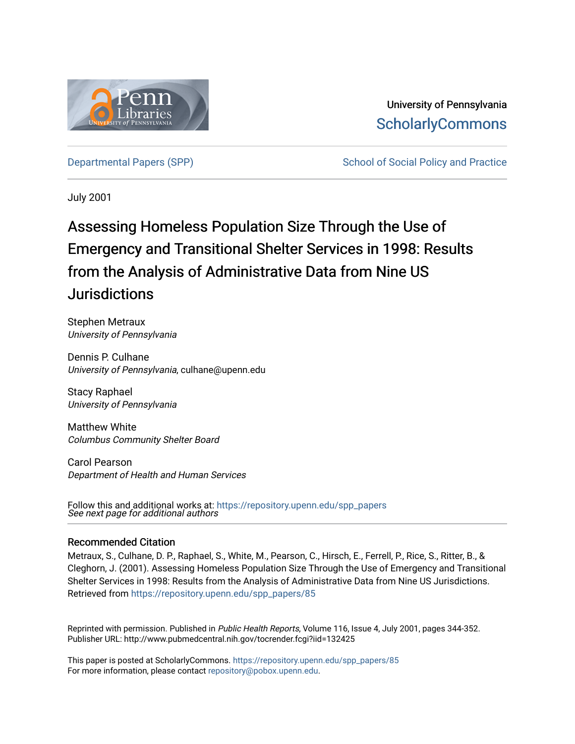University of Pennsylvania
ScholarlyCommons

Departmental Papers (SPP)

School of Social Policy and Practice

July 2001

# Assessing Homeless Population Size Through the Use of Emergency and Transitional Shelter Services in 1998: Results from the Analysis of Administrative Data from Nine US Jurisdictions

Stephen Metraux
*University of Pennsylvania*

Dennis P. Culhane
*University of Pennsylvania*, culhane@upenn.edu

Stacy Raphael
*University of Pennsylvania*

Matthew White
*Columbus Community Shelter Board*

Carol Pearson
*Department of Health and Human Services*

Follow this and additional works at: https://repository.upenn.edu/spp_papers
*See next page for additional authors*

### Recommended Citation

Metraux, S., Culhane, D. P., Raphael, S., White, M., Pearson, C., Hirsch, E., Ferrell, P., Rice, S., Ritter, B., & Cleghorn, J. (2001). Assessing Homeless Population Size Through the Use of Emergency and Transitional Shelter Services in 1998: Results from the Analysis of Administrative Data from Nine US Jurisdictions. Retrieved from https://repository.upenn.edu/spp_papers/85

Reprinted with permission. Published in *Public Health Reports*, Volume 116, Issue 4, July 2001, pages 344-352.
Publisher URL: http://www.pubmedcentral.nih.gov/tocrender.fcgi?iid=132425

This paper is posted at ScholarlyCommons. https://repository.upenn.edu/spp_papers/85
For more information, please contact repository@pobox.upenn.edu.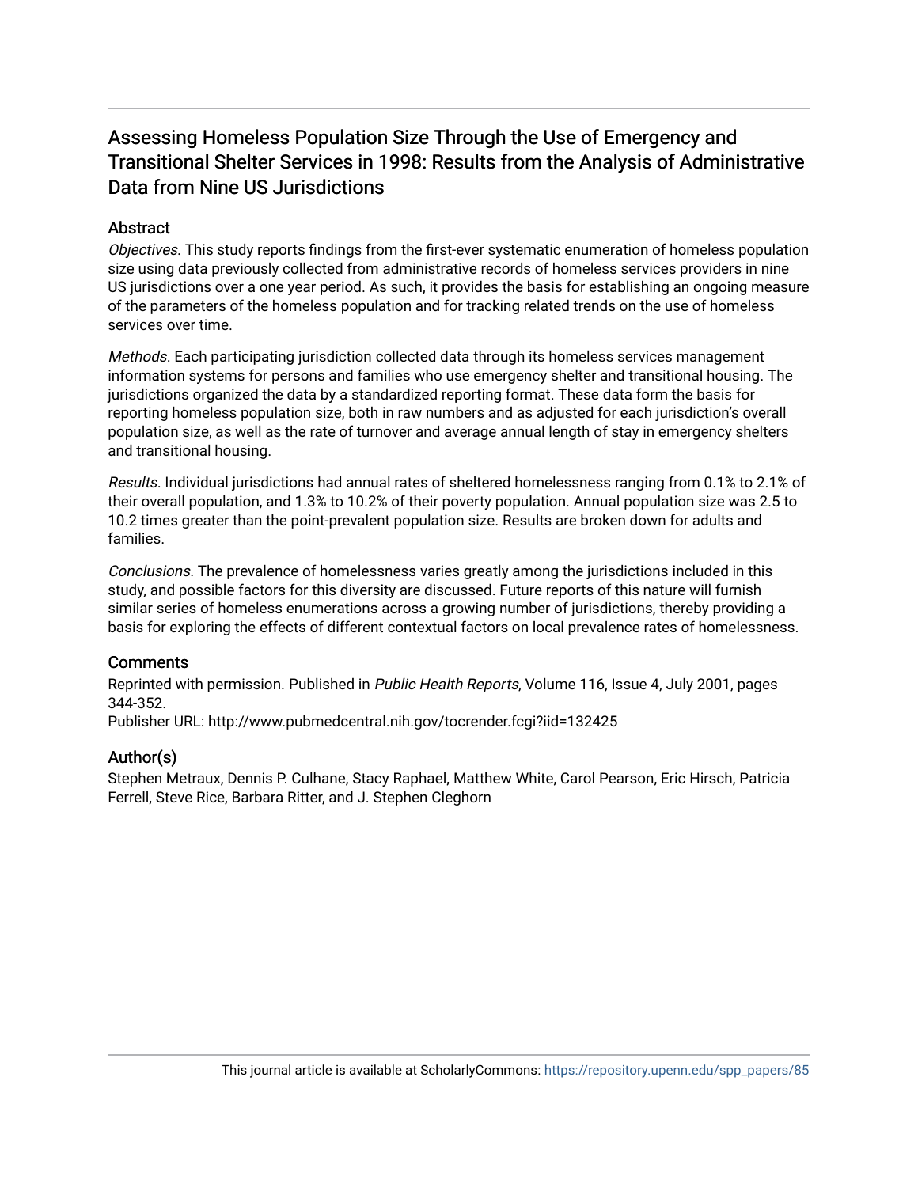# Assessing Homeless Population Size Through the Use of Emergency and Transitional Shelter Services in 1998: Results from the Analysis of Administrative Data from Nine US Jurisdictions

## Abstract

*Objectives*. This study reports findings from the first-ever systematic enumeration of homeless population size using data previously collected from administrative records of homeless services providers in nine US jurisdictions over a one year period. As such, it provides the basis for establishing an ongoing measure of the parameters of the homeless population and for tracking related trends on the use of homeless services over time.

*Methods*. Each participating jurisdiction collected data through its homeless services management information systems for persons and families who use emergency shelter and transitional housing. The jurisdictions organized the data by a standardized reporting format. These data form the basis for reporting homeless population size, both in raw numbers and as adjusted for each jurisdiction's overall population size, as well as the rate of turnover and average annual length of stay in emergency shelters and transitional housing.

*Results*. Individual jurisdictions had annual rates of sheltered homelessness ranging from 0.1% to 2.1% of their overall population, and 1.3% to 10.2% of their poverty population. Annual population size was 2.5 to 10.2 times greater than the point-prevalent population size. Results are broken down for adults and families.

*Conclusions*. The prevalence of homelessness varies greatly among the jurisdictions included in this study, and possible factors for this diversity are discussed. Future reports of this nature will furnish similar series of homeless enumerations across a growing number of jurisdictions, thereby providing a basis for exploring the effects of different contextual factors on local prevalence rates of homelessness.

## Comments

Reprinted with permission. Published in *Public Health Reports*, Volume 116, Issue 4, July 2001, pages 344-352.
Publisher URL: http://www.pubmedcentral.nih.gov/tocrender.fcgi?iid=132425

## Author(s)

Stephen Metraux, Dennis P. Culhane, Stacy Raphael, Matthew White, Carol Pearson, Eric Hirsch, Patricia Ferrell, Steve Rice, Barbara Ritter, and J. Stephen Cleghorn

This journal article is available at ScholarlyCommons: https://repository.upenn.edu/spp_papers/85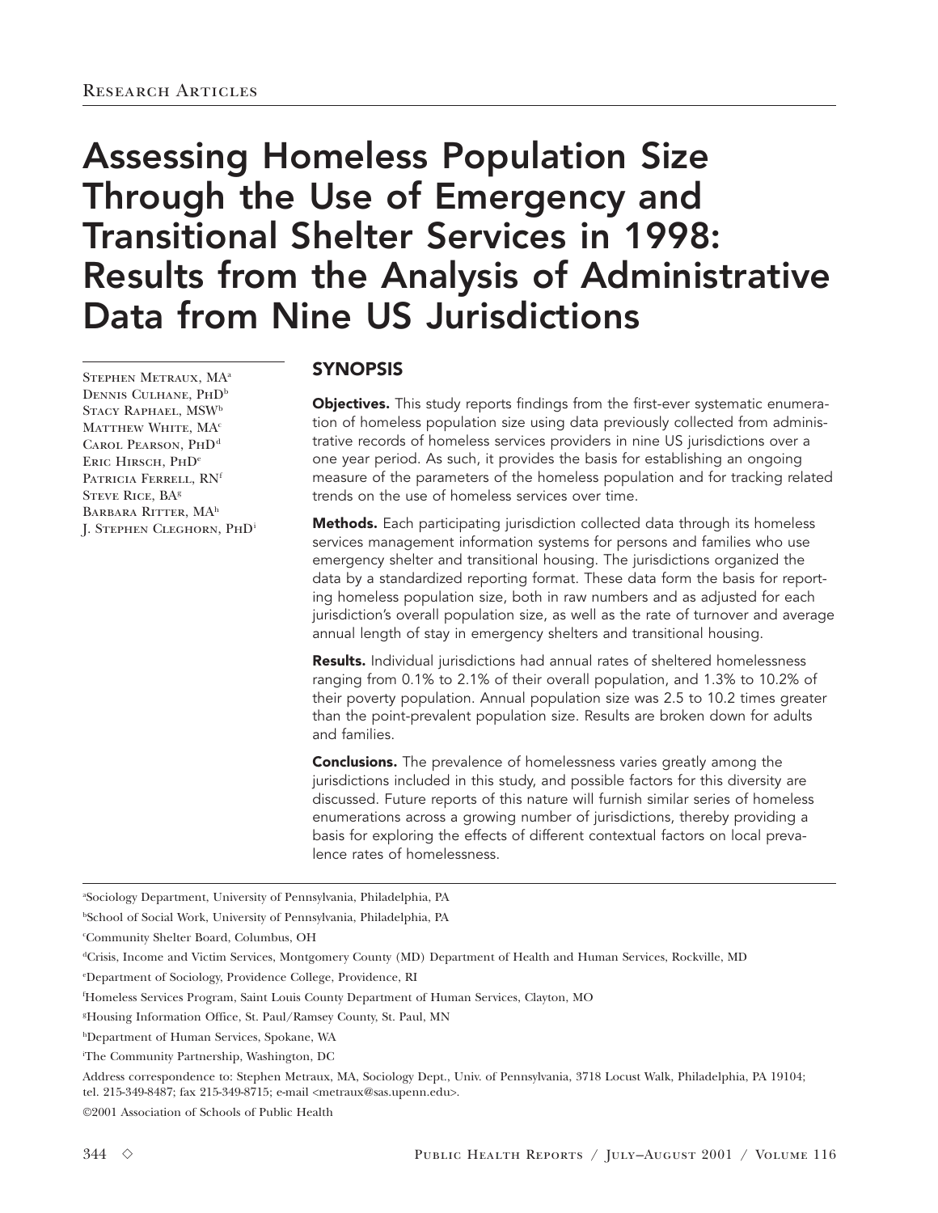Research Articles

# Assessing Homeless Population Size Through the Use of Emergency and Transitional Shelter Services in 1998: Results from the Analysis of Administrative Data from Nine US Jurisdictions

Stephen Metraux, MA[a]
Dennis Culhane, PhD[b]
Stacy Raphael, MSW[b]
Matthew White, MA[c]
Carol Pearson, PhD[d]
Eric Hirsch, PhD[e]
Patricia Ferrell, RN[f]
Steve Rice, BA[g]
Barbara Ritter, MA[h]
J. Stephen Cleghorn, PhD[i]

## SYNOPSIS

**Objectives.** This study reports findings from the first-ever systematic enumeration of homeless population size using data previously collected from administrative records of homeless services providers in nine US jurisdictions over a one year period. As such, it provides the basis for establishing an ongoing measure of the parameters of the homeless population and for tracking related trends on the use of homeless services over time.

**Methods.** Each participating jurisdiction collected data through its homeless services management information systems for persons and families who use emergency shelter and transitional housing. The jurisdictions organized the data by a standardized reporting format. These data form the basis for reporting homeless population size, both in raw numbers and as adjusted for each jurisdiction's overall population size, as well as the rate of turnover and average annual length of stay in emergency shelters and transitional housing.

**Results.** Individual jurisdictions had annual rates of sheltered homelessness ranging from 0.1% to 2.1% of their overall population, and 1.3% to 10.2% of their poverty population. Annual population size was 2.5 to 10.2 times greater than the point-prevalent population size. Results are broken down for adults and families.

**Conclusions.** The prevalence of homelessness varies greatly among the jurisdictions included in this study, and possible factors for this diversity are discussed. Future reports of this nature will furnish similar series of homeless enumerations across a growing number of jurisdictions, thereby providing a basis for exploring the effects of different contextual factors on local prevalence rates of homelessness.

[a] Sociology Department, University of Pennsylvania, Philadelphia, PA

[b] School of Social Work, University of Pennsylvania, Philadelphia, PA

[c] Community Shelter Board, Columbus, OH

[d] Crisis, Income and Victim Services, Montgomery County (MD) Department of Health and Human Services, Rockville, MD

[e] Department of Sociology, Providence College, Providence, RI

[f] Homeless Services Program, Saint Louis County Department of Human Services, Clayton, MO

[g] Housing Information Office, St. Paul/Ramsey County, St. Paul, MN

[h] Department of Human Services, Spokane, WA

[i] The Community Partnership, Washington, DC

Address correspondence to: Stephen Metraux, MA, Sociology Dept., Univ. of Pennsylvania, 3718 Locust Walk, Philadelphia, PA 19104; tel. 215-349-8487; fax 215-349-8715; e-mail <metraux@sas.upenn.edu>.

©2001 Association of Schools of Public Health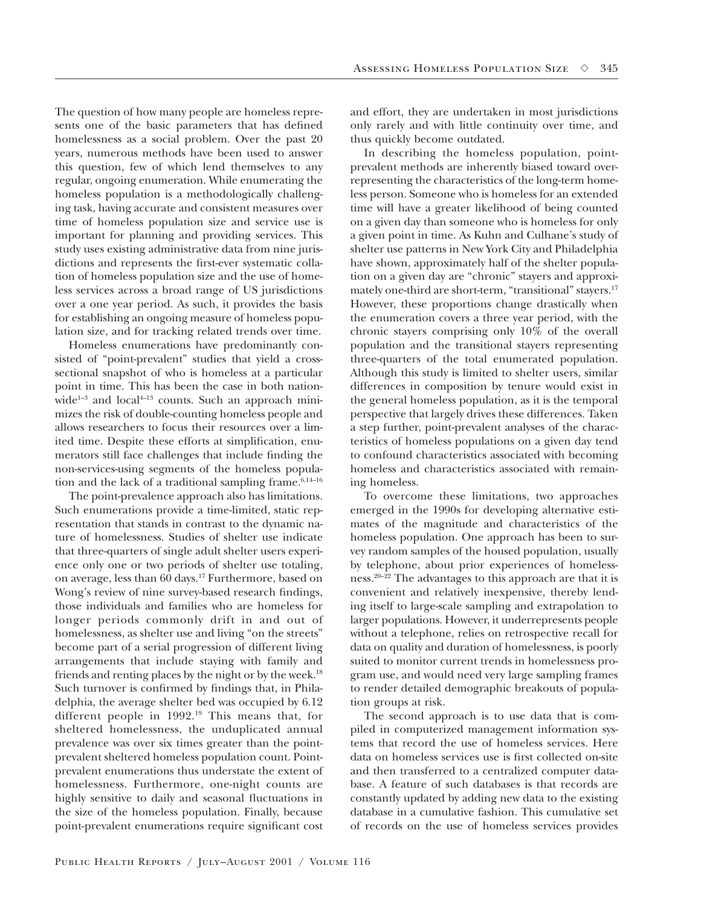The question of how many people are homeless represents one of the basic parameters that has defined homelessness as a social problem. Over the past 20 years, numerous methods have been used to answer this question, few of which lend themselves to any regular, ongoing enumeration. While enumerating the homeless population is a methodologically challenging task, having accurate and consistent measures over time of homeless population size and service use is important for planning and providing services. This study uses existing administrative data from nine jurisdictions and represents the first-ever systematic collation of homeless population size and the use of homeless services across a broad range of US jurisdictions over a one year period. As such, it provides the basis for establishing an ongoing measure of homeless population size, and for tracking related trends over time.

Homeless enumerations have predominantly consisted of "point-prevalent" studies that yield a cross-sectional snapshot of who is homeless at a particular point in time. This has been the case in both nationwide[1–3] and local[4–13] counts. Such an approach minimizes the risk of double-counting homeless people and allows researchers to focus their resources over a limited time. Despite these efforts at simplification, enumerators still face challenges that include finding the non-services-using segments of the homeless population and the lack of a traditional sampling frame.[6,14–16]

The point-prevalence approach also has limitations. Such enumerations provide a time-limited, static representation that stands in contrast to the dynamic nature of homelessness. Studies of shelter use indicate that three-quarters of single adult shelter users experience only one or two periods of shelter use totaling, on average, less than 60 days.[17] Furthermore, based on Wong's review of nine survey-based research findings, those individuals and families who are homeless for longer periods commonly drift in and out of homelessness, as shelter use and living "on the streets" become part of a serial progression of different living arrangements that include staying with family and friends and renting places by the night or by the week.[18] Such turnover is confirmed by findings that, in Philadelphia, the average shelter bed was occupied by 6.12 different people in 1992.[19] This means that, for sheltered homelessness, the unduplicated annual prevalence was over six times greater than the point-prevalent sheltered homeless population count. Point-prevalent enumerations thus understate the extent of homelessness. Furthermore, one-night counts are highly sensitive to daily and seasonal fluctuations in the size of the homeless population. Finally, because point-prevalent enumerations require significant cost and effort, they are undertaken in most jurisdictions only rarely and with little continuity over time, and thus quickly become outdated.

In describing the homeless population, point-prevalent methods are inherently biased toward overrepresenting the characteristics of the long-term homeless person. Someone who is homeless for an extended time will have a greater likelihood of being counted on a given day than someone who is homeless for only a given point in time. As Kuhn and Culhane's study of shelter use patterns in New York City and Philadelphia have shown, approximately half of the shelter population on a given day are "chronic" stayers and approximately one-third are short-term, "transitional" stayers.[17] However, these proportions change drastically when the enumeration covers a three year period, with the chronic stayers comprising only 10% of the overall population and the transitional stayers representing three-quarters of the total enumerated population. Although this study is limited to shelter users, similar differences in composition by tenure would exist in the general homeless population, as it is the temporal perspective that largely drives these differences. Taken a step further, point-prevalent analyses of the characteristics of homeless populations on a given day tend to confound characteristics associated with becoming homeless and characteristics associated with remaining homeless.

To overcome these limitations, two approaches emerged in the 1990s for developing alternative estimates of the magnitude and characteristics of the homeless population. One approach has been to survey random samples of the housed population, usually by telephone, about prior experiences of homelessness.[20–22] The advantages to this approach are that it is convenient and relatively inexpensive, thereby lending itself to large-scale sampling and extrapolation to larger populations. However, it underrepresents people without a telephone, relies on retrospective recall for data on quality and duration of homelessness, is poorly suited to monitor current trends in homelessness program use, and would need very large sampling frames to render detailed demographic breakouts of population groups at risk.

The second approach is to use data that is compiled in computerized management information systems that record the use of homeless services. Here data on homeless services use is first collected on-site and then transferred to a centralized computer database. A feature of such databases is that records are constantly updated by adding new data to the existing database in a cumulative fashion. This cumulative set of records on the use of homeless services provides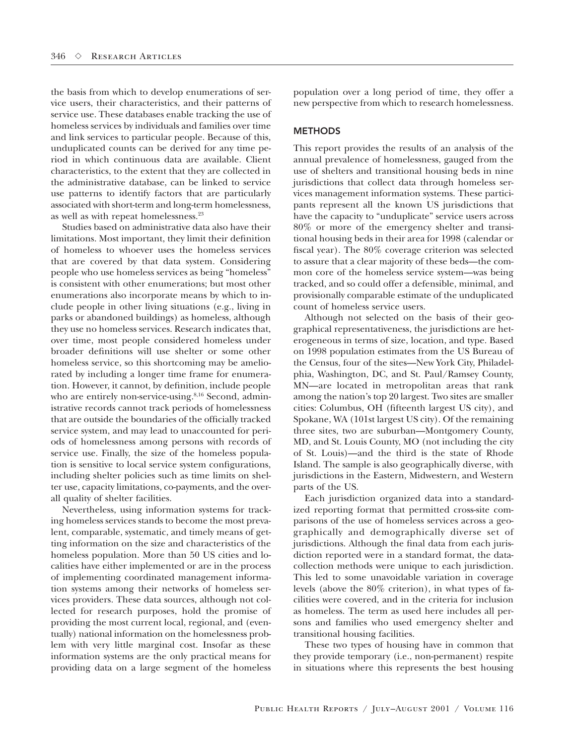the basis from which to develop enumerations of service users, their characteristics, and their patterns of service use. These databases enable tracking the use of homeless services by individuals and families over time and link services to particular people. Because of this, unduplicated counts can be derived for any time period in which continuous data are available. Client characteristics, to the extent that they are collected in the administrative database, can be linked to service use patterns to identify factors that are particularly associated with short-term and long-term homelessness, as well as with repeat homelessness.[23]

Studies based on administrative data also have their limitations. Most important, they limit their definition of homeless to whoever uses the homeless services that are covered by that data system. Considering people who use homeless services as being "homeless" is consistent with other enumerations; but most other enumerations also incorporate means by which to include people in other living situations (e.g., living in parks or abandoned buildings) as homeless, although they use no homeless services. Research indicates that, over time, most people considered homeless under broader definitions will use shelter or some other homeless service, so this shortcoming may be ameliorated by including a longer time frame for enumeration. However, it cannot, by definition, include people who are entirely non-service-using.[8,16] Second, administrative records cannot track periods of homelessness that are outside the boundaries of the officially tracked service system, and may lead to unaccounted for periods of homelessness among persons with records of service use. Finally, the size of the homeless population is sensitive to local service system configurations, including shelter policies such as time limits on shelter use, capacity limitations, co-payments, and the overall quality of shelter facilities.

Nevertheless, using information systems for tracking homeless services stands to become the most prevalent, comparable, systematic, and timely means of getting information on the size and characteristics of the homeless population. More than 50 US cities and localities have either implemented or are in the process of implementing coordinated management information systems among their networks of homeless services providers. These data sources, although not collected for research purposes, hold the promise of providing the most current local, regional, and (eventually) national information on the homelessness problem with very little marginal cost. Insofar as these information systems are the only practical means for providing data on a large segment of the homeless population over a long period of time, they offer a new perspective from which to research homelessness.

## METHODS

This report provides the results of an analysis of the annual prevalence of homelessness, gauged from the use of shelters and transitional housing beds in nine jurisdictions that collect data through homeless services management information systems. These participants represent all the known US jurisdictions that have the capacity to "unduplicate" service users across 80% or more of the emergency shelter and transitional housing beds in their area for 1998 (calendar or fiscal year). The 80% coverage criterion was selected to assure that a clear majority of these beds—the common core of the homeless service system—was being tracked, and so could offer a defensible, minimal, and provisionally comparable estimate of the unduplicated count of homeless service users.

Although not selected on the basis of their geographical representativeness, the jurisdictions are heterogeneous in terms of size, location, and type. Based on 1998 population estimates from the US Bureau of the Census, four of the sites—New York City, Philadelphia, Washington, DC, and St. Paul/Ramsey County, MN—are located in metropolitan areas that rank among the nation's top 20 largest. Two sites are smaller cities: Columbus, OH (fifteenth largest US city), and Spokane, WA (101st largest US city). Of the remaining three sites, two are suburban—Montgomery County, MD, and St. Louis County, MO (not including the city of St. Louis)—and the third is the state of Rhode Island. The sample is also geographically diverse, with jurisdictions in the Eastern, Midwestern, and Western parts of the US.

Each jurisdiction organized data into a standardized reporting format that permitted cross-site comparisons of the use of homeless services across a geographically and demographically diverse set of jurisdictions. Although the final data from each jurisdiction reported were in a standard format, the data-collection methods were unique to each jurisdiction. This led to some unavoidable variation in coverage levels (above the 80% criterion), in what types of facilities were covered, and in the criteria for inclusion as homeless. The term as used here includes all persons and families who used emergency shelter and transitional housing facilities.

These two types of housing have in common that they provide temporary (i.e., non-permanent) respite in situations where this represents the best housing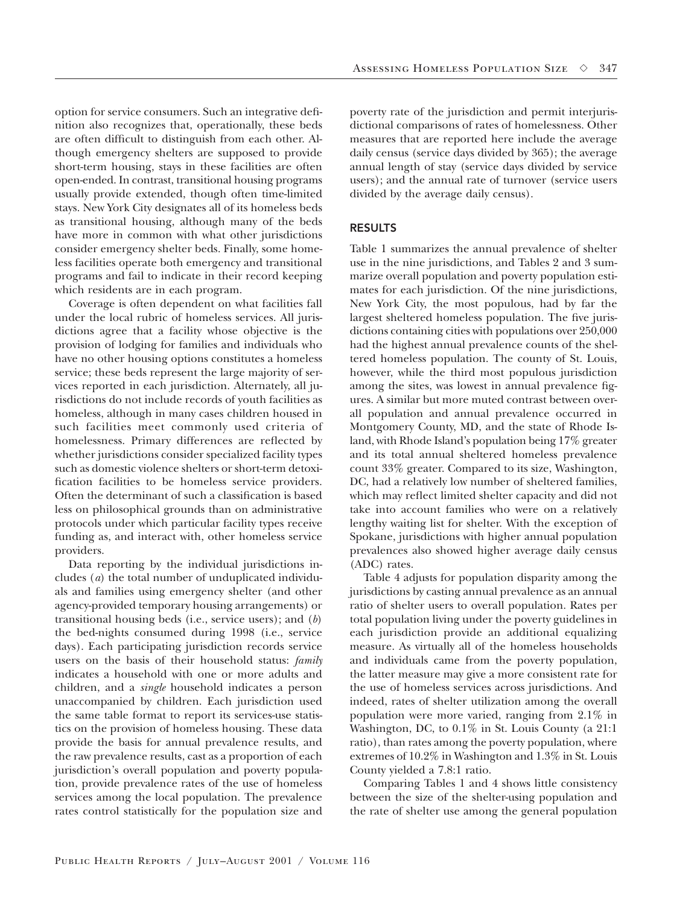option for service consumers. Such an integrative definition also recognizes that, operationally, these beds are often difficult to distinguish from each other. Although emergency shelters are supposed to provide short-term housing, stays in these facilities are often open-ended. In contrast, transitional housing programs usually provide extended, though often time-limited stays. New York City designates all of its homeless beds as transitional housing, although many of the beds have more in common with what other jurisdictions consider emergency shelter beds. Finally, some homeless facilities operate both emergency and transitional programs and fail to indicate in their record keeping which residents are in each program.

Coverage is often dependent on what facilities fall under the local rubric of homeless services. All jurisdictions agree that a facility whose objective is the provision of lodging for families and individuals who have no other housing options constitutes a homeless service; these beds represent the large majority of services reported in each jurisdiction. Alternately, all jurisdictions do not include records of youth facilities as homeless, although in many cases children housed in such facilities meet commonly used criteria of homelessness. Primary differences are reflected by whether jurisdictions consider specialized facility types such as domestic violence shelters or short-term detoxification facilities to be homeless service providers. Often the determinant of such a classification is based less on philosophical grounds than on administrative protocols under which particular facility types receive funding as, and interact with, other homeless service providers.

Data reporting by the individual jurisdictions includes (*a*) the total number of unduplicated individuals and families using emergency shelter (and other agency-provided temporary housing arrangements) or transitional housing beds (i.e., service users); and (*b*) the bed-nights consumed during 1998 (i.e., service days). Each participating jurisdiction records service users on the basis of their household status: *family* indicates a household with one or more adults and children, and a *single* household indicates a person unaccompanied by children. Each jurisdiction used the same table format to report its services-use statistics on the provision of homeless housing. These data provide the basis for annual prevalence results, and the raw prevalence results, cast as a proportion of each jurisdiction's overall population and poverty population, provide prevalence rates of the use of homeless services among the local population. The prevalence rates control statistically for the population size and poverty rate of the jurisdiction and permit interjurisdictional comparisons of rates of homelessness. Other measures that are reported here include the average daily census (service days divided by 365); the average annual length of stay (service days divided by service users); and the annual rate of turnover (service users divided by the average daily census).

## RESULTS

Table 1 summarizes the annual prevalence of shelter use in the nine jurisdictions, and Tables 2 and 3 summarize overall population and poverty population estimates for each jurisdiction. Of the nine jurisdictions, New York City, the most populous, had by far the largest sheltered homeless population. The five jurisdictions containing cities with populations over 250,000 had the highest annual prevalence counts of the sheltered homeless population. The county of St. Louis, however, while the third most populous jurisdiction among the sites, was lowest in annual prevalence figures. A similar but more muted contrast between overall population and annual prevalence occurred in Montgomery County, MD, and the state of Rhode Island, with Rhode Island's population being 17% greater and its total annual sheltered homeless prevalence count 33% greater. Compared to its size, Washington, DC, had a relatively low number of sheltered families, which may reflect limited shelter capacity and did not take into account families who were on a relatively lengthy waiting list for shelter. With the exception of Spokane, jurisdictions with higher annual population prevalences also showed higher average daily census (ADC) rates.

Table 4 adjusts for population disparity among the jurisdictions by casting annual prevalence as an annual ratio of shelter users to overall population. Rates per total population living under the poverty guidelines in each jurisdiction provide an additional equalizing measure. As virtually all of the homeless households and individuals came from the poverty population, the latter measure may give a more consistent rate for the use of homeless services across jurisdictions. And indeed, rates of shelter utilization among the overall population were more varied, ranging from 2.1% in Washington, DC, to 0.1% in St. Louis County (a 21:1 ratio), than rates among the poverty population, where extremes of 10.2% in Washington and 1.3% in St. Louis County yielded a 7.8:1 ratio.

Comparing Tables 1 and 4 shows little consistency between the size of the shelter-using population and the rate of shelter use among the general population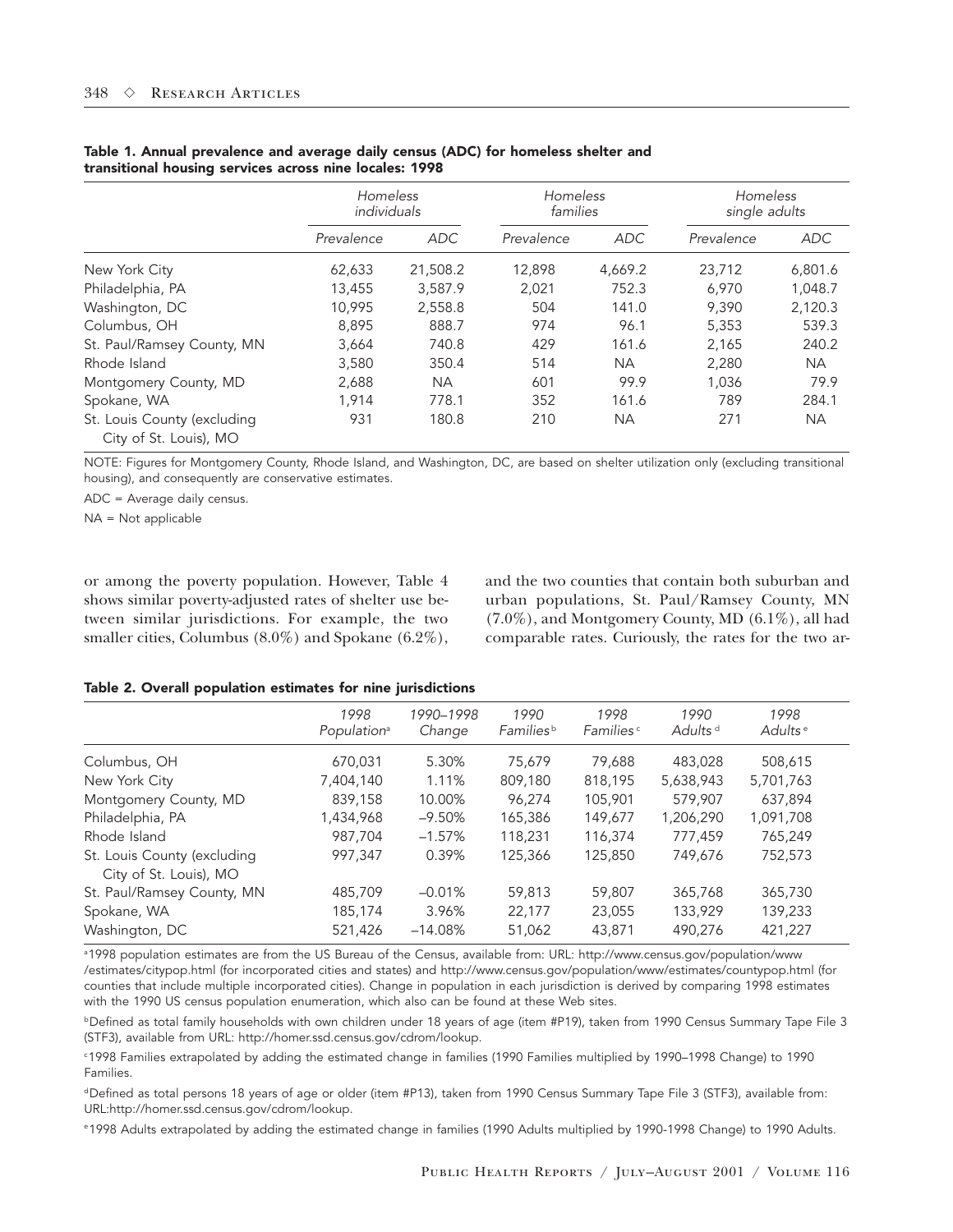**Table 1. Annual prevalence and average daily census (ADC) for homeless shelter and transitional housing services across nine locales: 1998**

| | *Homeless individuals* | | *Homeless families* | | *Homeless single adults* | |
|---|---|---|---|---|---|---|
| | *Prevalence* | *ADC* | *Prevalence* | *ADC* | *Prevalence* | *ADC* |
| New York City | 62,633 | 21,508.2 | 12,898 | 4,669.2 | 23,712 | 6,801.6 |
| Philadelphia, PA | 13,455 | 3,587.9 | 2,021 | 752.3 | 6,970 | 1,048.7 |
| Washington, DC | 10,995 | 2,558.8 | 504 | 141.0 | 9,390 | 2,120.3 |
| Columbus, OH | 8,895 | 888.7 | 974 | 96.1 | 5,353 | 539.3 |
| St. Paul/Ramsey County, MN | 3,664 | 740.8 | 429 | 161.6 | 2,165 | 240.2 |
| Rhode Island | 3,580 | 350.4 | 514 | NA | 2,280 | NA |
| Montgomery County, MD | 2,688 | NA | 601 | 99.9 | 1,036 | 79.9 |
| Spokane, WA | 1,914 | 778.1 | 352 | 161.6 | 789 | 284.1 |
| St. Louis County (excluding City of St. Louis), MO | 931 | 180.8 | 210 | NA | 271 | NA |

NOTE: Figures for Montgomery County, Rhode Island, and Washington, DC, are based on shelter utilization only (excluding transitional housing), and consequently are conservative estimates.

ADC = Average daily census.

NA = Not applicable

or among the poverty population. However, Table 4 shows similar poverty-adjusted rates of shelter use between similar jurisdictions. For example, the two smaller cities, Columbus (8.0%) and Spokane (6.2%), and the two counties that contain both suburban and urban populations, St. Paul/Ramsey County, MN (7.0%), and Montgomery County, MD (6.1%), all had comparable rates. Curiously, the rates for the two ar-

**Table 2. Overall population estimates for nine jurisdictions**

| | *1998 Population*[a] | *1990–1998 Change* | *1990 Families*[b] | *1998 Families*[c] | *1990 Adults*[d] | *1998 Adults*[e] |
|---|---|---|---|---|---|---|
| Columbus, OH | 670,031 | 5.30% | 75,679 | 79,688 | 483,028 | 508,615 |
| New York City | 7,404,140 | 1.11% | 809,180 | 818,195 | 5,638,943 | 5,701,763 |
| Montgomery County, MD | 839,158 | 10.00% | 96,274 | 105,901 | 579,907 | 637,894 |
| Philadelphia, PA | 1,434,968 | –9.50% | 165,386 | 149,677 | 1,206,290 | 1,091,708 |
| Rhode Island | 987,704 | –1.57% | 118,231 | 116,374 | 777,459 | 765,249 |
| St. Louis County (excluding City of St. Louis), MO | 997,347 | 0.39% | 125,366 | 125,850 | 749,676 | 752,573 |
| St. Paul/Ramsey County, MN | 485,709 | –0.01% | 59,813 | 59,807 | 365,768 | 365,730 |
| Spokane, WA | 185,174 | 3.96% | 22,177 | 23,055 | 133,929 | 139,233 |
| Washington, DC | 521,426 | –14.08% | 51,062 | 43,871 | 490,276 | 421,227 |

[a]1998 population estimates are from the US Bureau of the Census, available from: URL: http://www.census.gov/population/www/estimates/citypop.html (for incorporated cities and states) and http://www.census.gov/population/www/estimates/countypop.html (for counties that include multiple incorporated cities). Change in population in each jurisdiction is derived by comparing 1998 estimates with the 1990 US census population enumeration, which also can be found at these Web sites.

[b]Defined as total family households with own children under 18 years of age (item #P19), taken from 1990 Census Summary Tape File 3 (STF3), available from URL: http://homer.ssd.census.gov/cdrom/lookup.

[c]1998 Families extrapolated by adding the estimated change in families (1990 Families multiplied by 1990–1998 Change) to 1990 Families.

[d]Defined as total persons 18 years of age or older (item #P13), taken from 1990 Census Summary Tape File 3 (STF3), available from: URL:http://homer.ssd.census.gov/cdrom/lookup.

[e]1998 Adults extrapolated by adding the estimated change in families (1990 Adults multiplied by 1990-1998 Change) to 1990 Adults.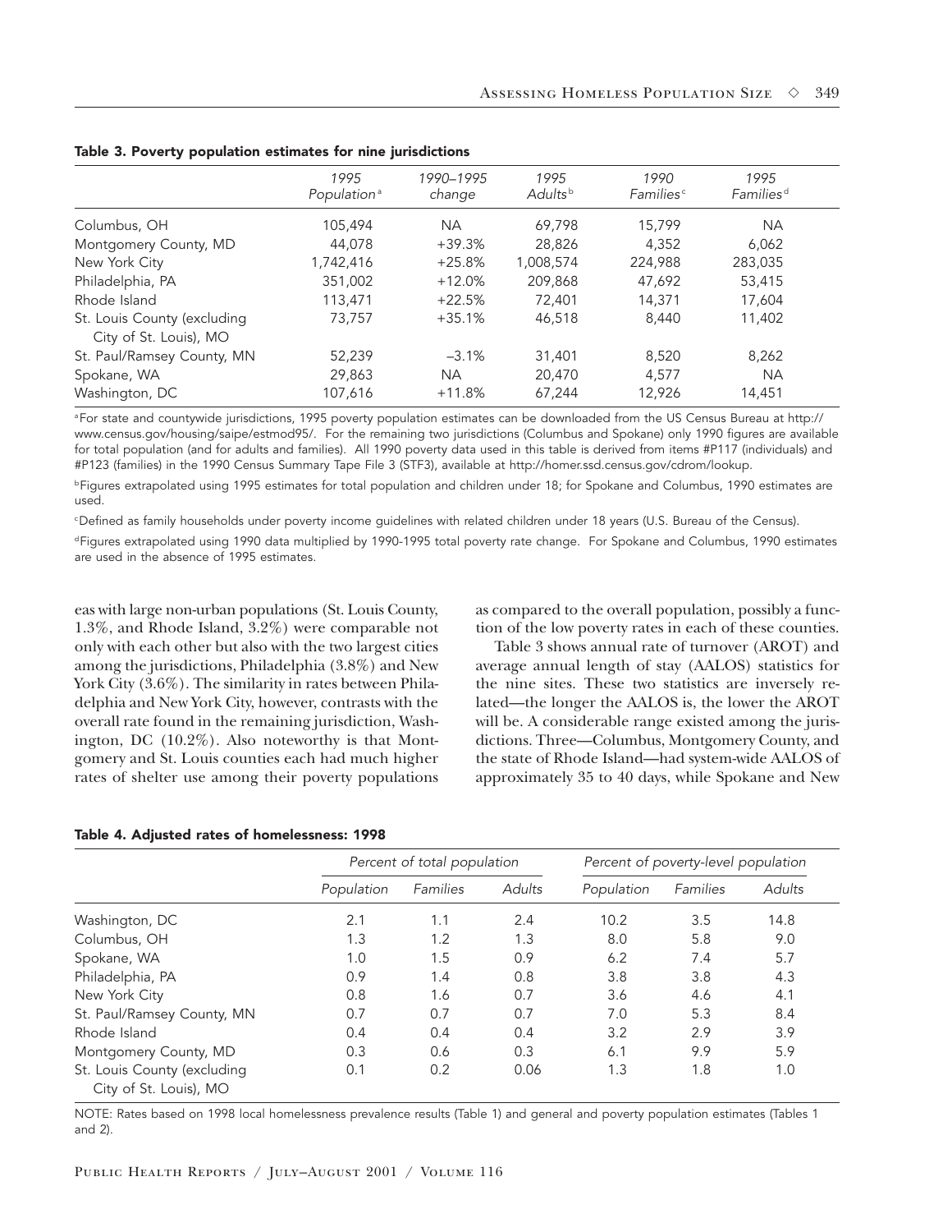**Table 3. Poverty population estimates for nine jurisdictions**

| | 1995 Population[a] | 1990–1995 change | 1995 Adults[b] | 1990 Families[c] | 1995 Families[d] |
|---|---|---|---|---|---|
| Columbus, OH | 105,494 | NA | 69,798 | 15,799 | NA |
| Montgomery County, MD | 44,078 | +39.3% | 28,826 | 4,352 | 6,062 |
| New York City | 1,742,416 | +25.8% | 1,008,574 | 224,988 | 283,035 |
| Philadelphia, PA | 351,002 | +12.0% | 209,868 | 47,692 | 53,415 |
| Rhode Island | 113,471 | +22.5% | 72,401 | 14,371 | 17,604 |
| St. Louis County (excluding City of St. Louis), MO | 73,757 | +35.1% | 46,518 | 8,440 | 11,402 |
| St. Paul/Ramsey County, MN | 52,239 | –3.1% | 31,401 | 8,520 | 8,262 |
| Spokane, WA | 29,863 | NA | 20,470 | 4,577 | NA |
| Washington, DC | 107,616 | +11.8% | 67,244 | 12,926 | 14,451 |

[a]For state and countywide jurisdictions, 1995 poverty population estimates can be downloaded from the US Census Bureau at http://www.census.gov/housing/saipe/estmod95/. For the remaining two jurisdictions (Columbus and Spokane) only 1990 figures are available for total population (and for adults and families). All 1990 poverty data used in this table is derived from items #P117 (individuals) and #P123 (families) in the 1990 Census Summary Tape File 3 (STF3), available at http://homer.ssd.census.gov/cdrom/lookup.

[b]Figures extrapolated using 1995 estimates for total population and children under 18; for Spokane and Columbus, 1990 estimates are used.

[c]Defined as family households under poverty income guidelines with related children under 18 years (U.S. Bureau of the Census).

[d]Figures extrapolated using 1990 data multiplied by 1990-1995 total poverty rate change. For Spokane and Columbus, 1990 estimates are used in the absence of 1995 estimates.

eas with large non-urban populations (St. Louis County, 1.3%, and Rhode Island, 3.2%) were comparable not only with each other but also with the two largest cities among the jurisdictions, Philadelphia (3.8%) and New York City (3.6%). The similarity in rates between Philadelphia and New York City, however, contrasts with the overall rate found in the remaining jurisdiction, Washington, DC (10.2%). Also noteworthy is that Montgomery and St. Louis counties each had much higher rates of shelter use among their poverty populations as compared to the overall population, possibly a function of the low poverty rates in each of these counties.

Table 3 shows annual rate of turnover (AROT) and average annual length of stay (AALOS) statistics for the nine sites. These two statistics are inversely related—the longer the AALOS is, the lower the AROT will be. A considerable range existed among the jurisdictions. Three—Columbus, Montgomery County, and the state of Rhode Island—had system-wide AALOS of approximately 35 to 40 days, while Spokane and New

**Table 4. Adjusted rates of homelessness: 1998**

| | Percent of total population | | | Percent of poverty-level population | | |
|---|---|---|---|---|---|---|
| | Population | Families | Adults | Population | Families | Adults |
| Washington, DC | 2.1 | 1.1 | 2.4 | 10.2 | 3.5 | 14.8 |
| Columbus, OH | 1.3 | 1.2 | 1.3 | 8.0 | 5.8 | 9.0 |
| Spokane, WA | 1.0 | 1.5 | 0.9 | 6.2 | 7.4 | 5.7 |
| Philadelphia, PA | 0.9 | 1.4 | 0.8 | 3.8 | 3.8 | 4.3 |
| New York City | 0.8 | 1.6 | 0.7 | 3.6 | 4.6 | 4.1 |
| St. Paul/Ramsey County, MN | 0.7 | 0.7 | 0.7 | 7.0 | 5.3 | 8.4 |
| Rhode Island | 0.4 | 0.4 | 0.4 | 3.2 | 2.9 | 3.9 |
| Montgomery County, MD | 0.3 | 0.6 | 0.3 | 6.1 | 9.9 | 5.9 |
| St. Louis County (excluding City of St. Louis), MO | 0.1 | 0.2 | 0.06 | 1.3 | 1.8 | 1.0 |

NOTE: Rates based on 1998 local homelessness prevalence results (Table 1) and general and poverty population estimates (Tables 1 and 2).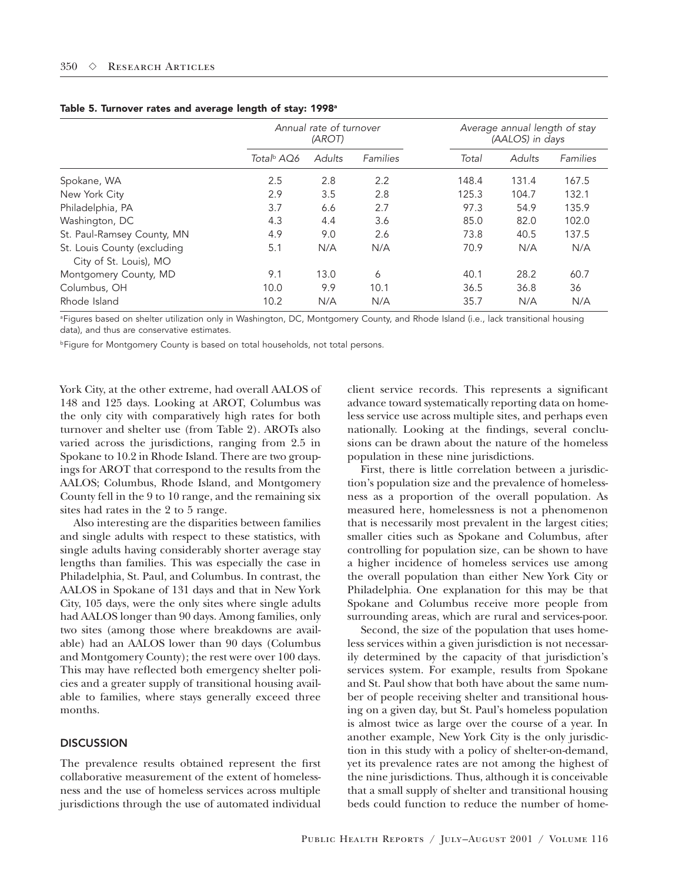**Table 5. Turnover rates and average length of stay: 1998[a]**

| | Annual rate of turnover (AROT) | | | Average annual length of stay (AALOS) in days | | |
|---|---|---|---|---|---|---|
| | Total[b] AQ6 | Adults | Families | Total | Adults | Families |
| Spokane, WA | 2.5 | 2.8 | 2.2 | 148.4 | 131.4 | 167.5 |
| New York City | 2.9 | 3.5 | 2.8 | 125.3 | 104.7 | 132.1 |
| Philadelphia, PA | 3.7 | 6.6 | 2.7 | 97.3 | 54.9 | 135.9 |
| Washington, DC | 4.3 | 4.4 | 3.6 | 85.0 | 82.0 | 102.0 |
| St. Paul-Ramsey County, MN | 4.9 | 9.0 | 2.6 | 73.8 | 40.5 | 137.5 |
| St. Louis County (excluding City of St. Louis), MO | 5.1 | N/A | N/A | 70.9 | N/A | N/A |
| Montgomery County, MD | 9.1 | 13.0 | 6 | 40.1 | 28.2 | 60.7 |
| Columbus, OH | 10.0 | 9.9 | 10.1 | 36.5 | 36.8 | 36 |
| Rhode Island | 10.2 | N/A | N/A | 35.7 | N/A | N/A |

[a]Figures based on shelter utilization only in Washington, DC, Montgomery County, and Rhode Island (i.e., lack transitional housing data), and thus are conservative estimates.

[b]Figure for Montgomery County is based on total households, not total persons.

York City, at the other extreme, had overall AALOS of 148 and 125 days. Looking at AROT, Columbus was the only city with comparatively high rates for both turnover and shelter use (from Table 2). AROTs also varied across the jurisdictions, ranging from 2.5 in Spokane to 10.2 in Rhode Island. There are two groupings for AROT that correspond to the results from the AALOS; Columbus, Rhode Island, and Montgomery County fell in the 9 to 10 range, and the remaining six sites had rates in the 2 to 5 range.

Also interesting are the disparities between families and single adults with respect to these statistics, with single adults having considerably shorter average stay lengths than families. This was especially the case in Philadelphia, St. Paul, and Columbus. In contrast, the AALOS in Spokane of 131 days and that in New York City, 105 days, were the only sites where single adults had AALOS longer than 90 days. Among families, only two sites (among those where breakdowns are available) had an AALOS lower than 90 days (Columbus and Montgomery County); the rest were over 100 days. This may have reflected both emergency shelter policies and a greater supply of transitional housing available to families, where stays generally exceed three months.

## DISCUSSION

The prevalence results obtained represent the first collaborative measurement of the extent of homelessness and the use of homeless services across multiple jurisdictions through the use of automated individual client service records. This represents a significant advance toward systematically reporting data on homeless service use across multiple sites, and perhaps even nationally. Looking at the findings, several conclusions can be drawn about the nature of the homeless population in these nine jurisdictions.

First, there is little correlation between a jurisdiction's population size and the prevalence of homelessness as a proportion of the overall population. As measured here, homelessness is not a phenomenon that is necessarily most prevalent in the largest cities; smaller cities such as Spokane and Columbus, after controlling for population size, can be shown to have a higher incidence of homeless services use among the overall population than either New York City or Philadelphia. One explanation for this may be that Spokane and Columbus receive more people from surrounding areas, which are rural and services-poor.

Second, the size of the population that uses homeless services within a given jurisdiction is not necessarily determined by the capacity of that jurisdiction's services system. For example, results from Spokane and St. Paul show that both have about the same number of people receiving shelter and transitional housing on a given day, but St. Paul's homeless population is almost twice as large over the course of a year. In another example, New York City is the only jurisdiction in this study with a policy of shelter-on-demand, yet its prevalence rates are not among the highest of the nine jurisdictions. Thus, although it is conceivable that a small supply of shelter and transitional housing beds could function to reduce the number of home-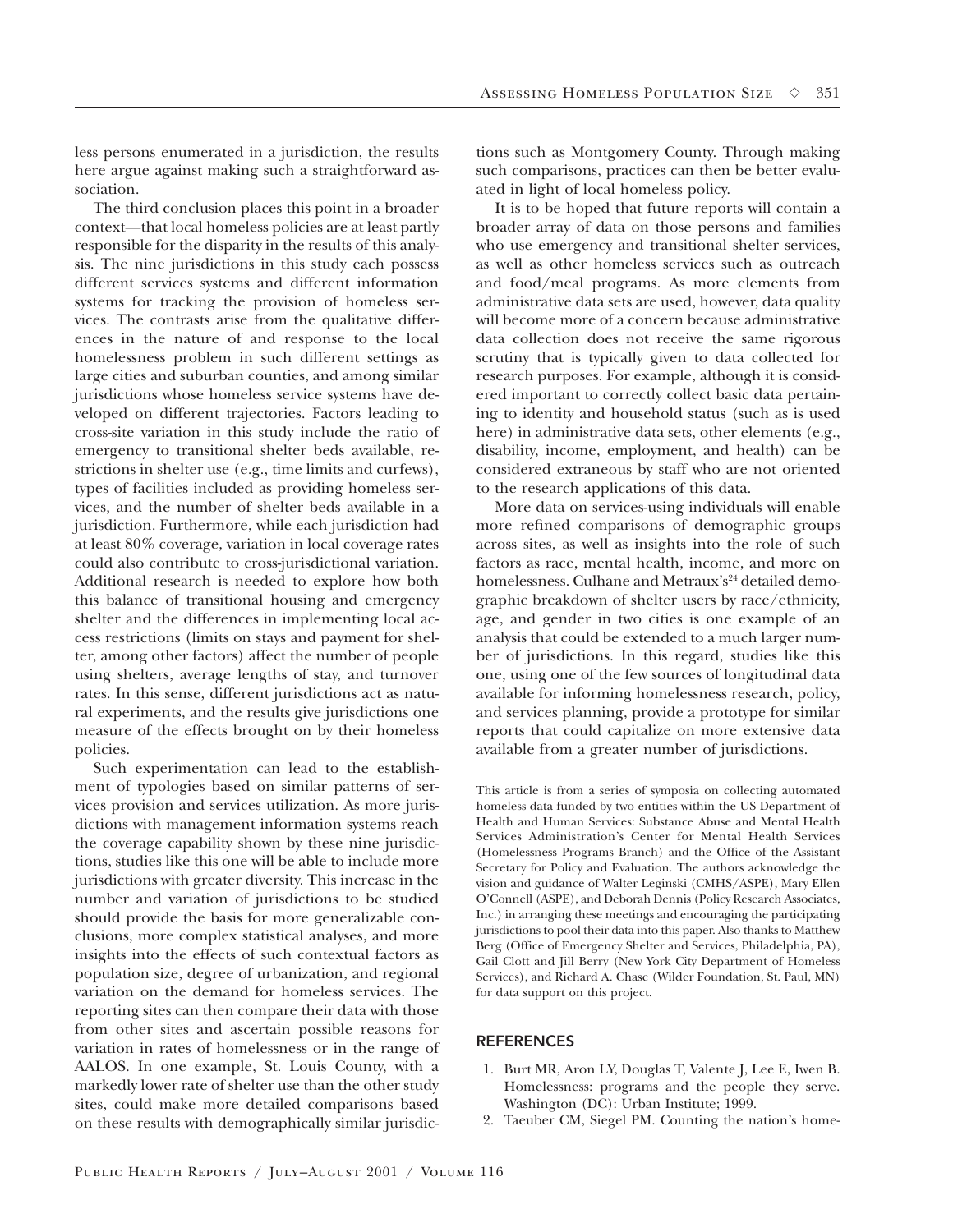less persons enumerated in a jurisdiction, the results here argue against making such a straightforward association.

The third conclusion places this point in a broader context—that local homeless policies are at least partly responsible for the disparity in the results of this analysis. The nine jurisdictions in this study each possess different services systems and different information systems for tracking the provision of homeless services. The contrasts arise from the qualitative differences in the nature of and response to the local homelessness problem in such different settings as large cities and suburban counties, and among similar jurisdictions whose homeless service systems have developed on different trajectories. Factors leading to cross-site variation in this study include the ratio of emergency to transitional shelter beds available, restrictions in shelter use (e.g., time limits and curfews), types of facilities included as providing homeless services, and the number of shelter beds available in a jurisdiction. Furthermore, while each jurisdiction had at least 80% coverage, variation in local coverage rates could also contribute to cross-jurisdictional variation. Additional research is needed to explore how both this balance of transitional housing and emergency shelter and the differences in implementing local access restrictions (limits on stays and payment for shelter, among other factors) affect the number of people using shelters, average lengths of stay, and turnover rates. In this sense, different jurisdictions act as natural experiments, and the results give jurisdictions one measure of the effects brought on by their homeless policies.

Such experimentation can lead to the establishment of typologies based on similar patterns of services provision and services utilization. As more jurisdictions with management information systems reach the coverage capability shown by these nine jurisdictions, studies like this one will be able to include more jurisdictions with greater diversity. This increase in the number and variation of jurisdictions to be studied should provide the basis for more generalizable conclusions, more complex statistical analyses, and more insights into the effects of such contextual factors as population size, degree of urbanization, and regional variation on the demand for homeless services. The reporting sites can then compare their data with those from other sites and ascertain possible reasons for variation in rates of homelessness or in the range of AALOS. In one example, St. Louis County, with a markedly lower rate of shelter use than the other study sites, could make more detailed comparisons based on these results with demographically similar jurisdictions such as Montgomery County. Through making such comparisons, practices can then be better evaluated in light of local homeless policy.

It is to be hoped that future reports will contain a broader array of data on those persons and families who use emergency and transitional shelter services, as well as other homeless services such as outreach and food/meal programs. As more elements from administrative data sets are used, however, data quality will become more of a concern because administrative data collection does not receive the same rigorous scrutiny that is typically given to data collected for research purposes. For example, although it is considered important to correctly collect basic data pertaining to identity and household status (such as is used here) in administrative data sets, other elements (e.g., disability, income, employment, and health) can be considered extraneous by staff who are not oriented to the research applications of this data.

More data on services-using individuals will enable more refined comparisons of demographic groups across sites, as well as insights into the role of such factors as race, mental health, income, and more on homelessness. Culhane and Metraux's[24] detailed demographic breakdown of shelter users by race/ethnicity, age, and gender in two cities is one example of an analysis that could be extended to a much larger number of jurisdictions. In this regard, studies like this one, using one of the few sources of longitudinal data available for informing homelessness research, policy, and services planning, provide a prototype for similar reports that could capitalize on more extensive data available from a greater number of jurisdictions.

This article is from a series of symposia on collecting automated homeless data funded by two entities within the US Department of Health and Human Services: Substance Abuse and Mental Health Services Administration's Center for Mental Health Services (Homelessness Programs Branch) and the Office of the Assistant Secretary for Policy and Evaluation. The authors acknowledge the vision and guidance of Walter Leginski (CMHS/ASPE), Mary Ellen O'Connell (ASPE), and Deborah Dennis (Policy Research Associates, Inc.) in arranging these meetings and encouraging the participating jurisdictions to pool their data into this paper. Also thanks to Matthew Berg (Office of Emergency Shelter and Services, Philadelphia, PA), Gail Clott and Jill Berry (New York City Department of Homeless Services), and Richard A. Chase (Wilder Foundation, St. Paul, MN) for data support on this project.

## REFERENCES

1. Burt MR, Aron LY, Douglas T, Valente J, Lee E, Iwen B. Homelessness: programs and the people they serve. Washington (DC): Urban Institute; 1999.
2. Taeuber CM, Siegel PM. Counting the nation's home-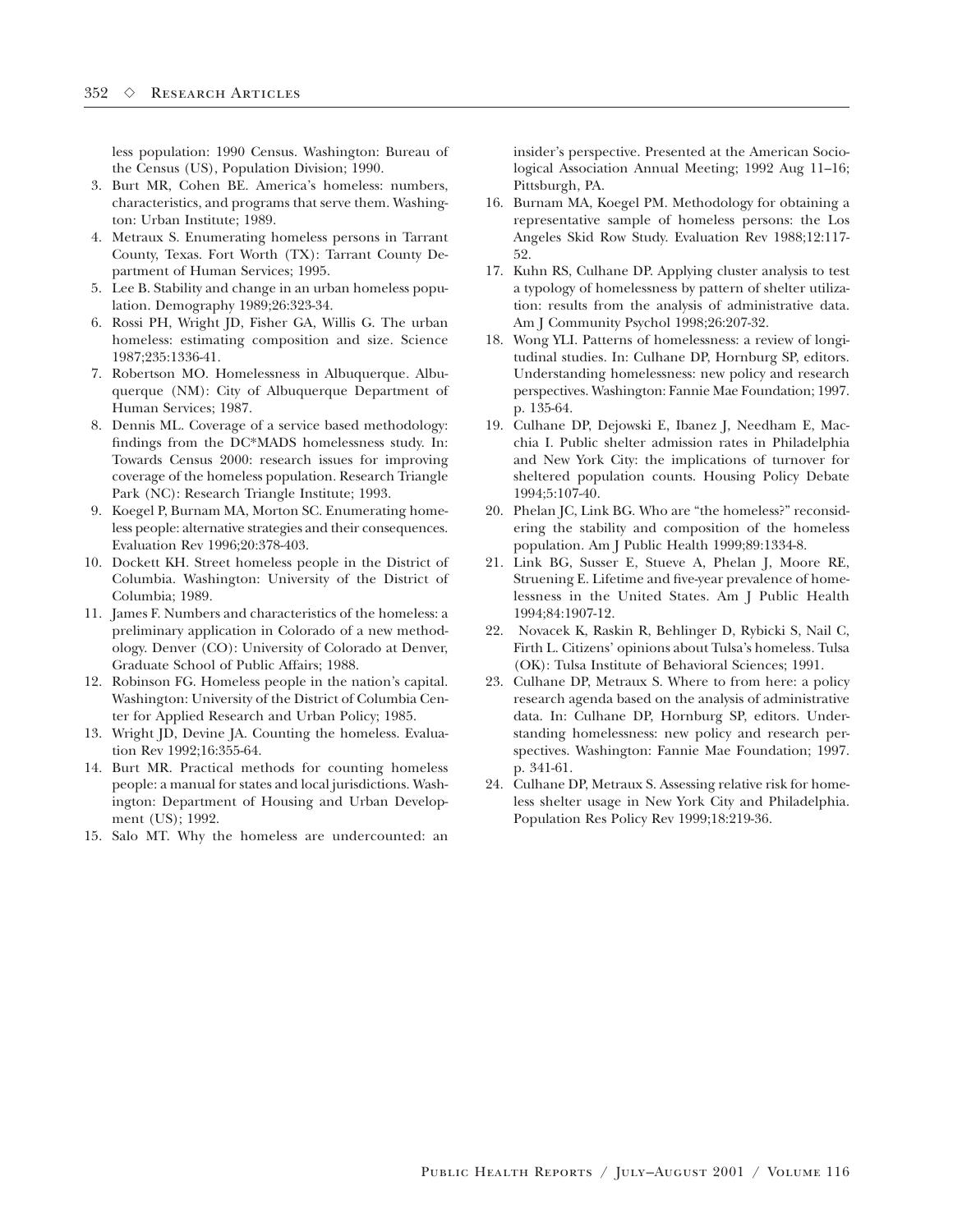less population: 1990 Census. Washington: Bureau of the Census (US), Population Division; 1990.

3. Burt MR, Cohen BE. America's homeless: numbers, characteristics, and programs that serve them. Washington: Urban Institute; 1989.
4. Metraux S. Enumerating homeless persons in Tarrant County, Texas. Fort Worth (TX): Tarrant County Department of Human Services; 1995.
5. Lee B. Stability and change in an urban homeless population. Demography 1989;26:323-34.
6. Rossi PH, Wright JD, Fisher GA, Willis G. The urban homeless: estimating composition and size. Science 1987;235:1336-41.
7. Robertson MO. Homelessness in Albuquerque. Albuquerque (NM): City of Albuquerque Department of Human Services; 1987.
8. Dennis ML. Coverage of a service based methodology: findings from the DC*MADS homelessness study. In: Towards Census 2000: research issues for improving coverage of the homeless population. Research Triangle Park (NC): Research Triangle Institute; 1993.
9. Koegel P, Burnam MA, Morton SC. Enumerating homeless people: alternative strategies and their consequences. Evaluation Rev 1996;20:378-403.
10. Dockett KH. Street homeless people in the District of Columbia. Washington: University of the District of Columbia; 1989.
11. James F. Numbers and characteristics of the homeless: a preliminary application in Colorado of a new methodology. Denver (CO): University of Colorado at Denver, Graduate School of Public Affairs; 1988.
12. Robinson FG. Homeless people in the nation's capital. Washington: University of the District of Columbia Center for Applied Research and Urban Policy; 1985.
13. Wright JD, Devine JA. Counting the homeless. Evaluation Rev 1992;16:355-64.
14. Burt MR. Practical methods for counting homeless people: a manual for states and local jurisdictions. Washington: Department of Housing and Urban Development (US); 1992.
15. Salo MT. Why the homeless are undercounted: an insider's perspective. Presented at the American Sociological Association Annual Meeting; 1992 Aug 11–16; Pittsburgh, PA.
16. Burnam MA, Koegel PM. Methodology for obtaining a representative sample of homeless persons: the Los Angeles Skid Row Study. Evaluation Rev 1988;12:117-52.
17. Kuhn RS, Culhane DP. Applying cluster analysis to test a typology of homelessness by pattern of shelter utilization: results from the analysis of administrative data. Am J Community Psychol 1998;26:207-32.
18. Wong YLI. Patterns of homelessness: a review of longitudinal studies. In: Culhane DP, Hornburg SP, editors. Understanding homelessness: new policy and research perspectives. Washington: Fannie Mae Foundation; 1997. p. 135-64.
19. Culhane DP, Dejowski E, Ibanez J, Needham E, Macchia I. Public shelter admission rates in Philadelphia and New York City: the implications of turnover for sheltered population counts. Housing Policy Debate 1994;5:107-40.
20. Phelan JC, Link BG. Who are "the homeless?" reconsidering the stability and composition of the homeless population. Am J Public Health 1999;89:1334-8.
21. Link BG, Susser E, Stueve A, Phelan J, Moore RE, Struening E. Lifetime and five-year prevalence of homelessness in the United States. Am J Public Health 1994;84:1907-12.
22. Novacek K, Raskin R, Behlinger D, Rybicki S, Nail C, Firth L. Citizens' opinions about Tulsa's homeless. Tulsa (OK): Tulsa Institute of Behavioral Sciences; 1991.
23. Culhane DP, Metraux S. Where to from here: a policy research agenda based on the analysis of administrative data. In: Culhane DP, Hornburg SP, editors. Understanding homelessness: new policy and research perspectives. Washington: Fannie Mae Foundation; 1997. p. 341-61.
24. Culhane DP, Metraux S. Assessing relative risk for homeless shelter usage in New York City and Philadelphia. Population Res Policy Rev 1999;18:219-36.